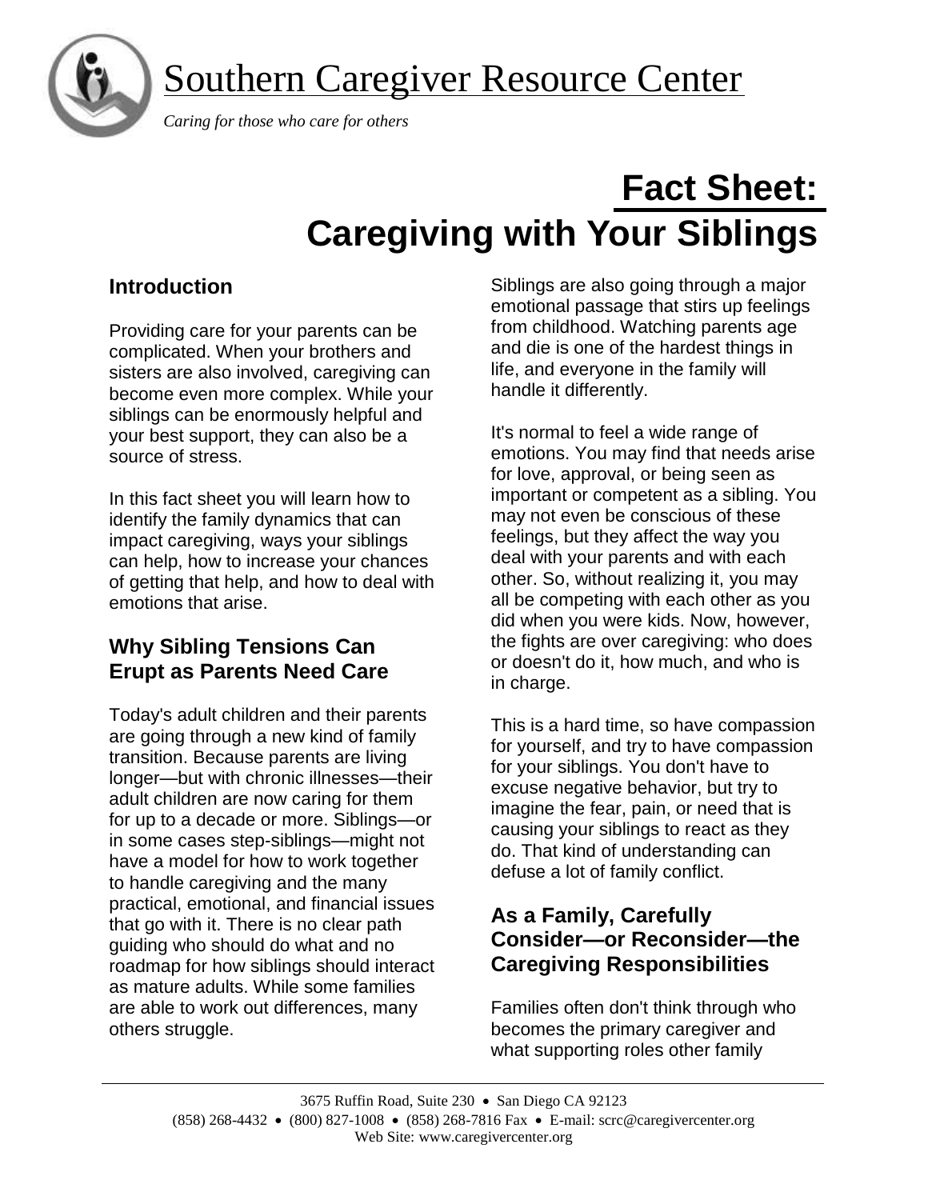# Southern Caregiver Resource Center

*Caring for those who care for others*

# Fact Sheet: Caregiving with Your Siblings

## Introduction

Providing care for your parents can be complicated. When your brothers and sisters are also involved, caregiving can become even more complex. While your siblings can be enormously helpful and your best support, they can also be a source of stress.

In this fact sheet you will learn how to identify the family dynamics that can impact caregiving, ways your siblings can help, how to increase your chances of getting that help, and how to deal with emotions that arise.

## Why Sibling Tensions Can Erupt as Parents Need Care

Today's adult children and their parents are going through a new kind of family transition. Because parents are living longer—but with chronic illnesses—their adult children are now caring for them for up to a decade or more. Siblings—or in some cases step-siblings—might not have a model for how to work together to handle caregiving and the many practical, emotional, and financial issues that go with it. There is no clear path guiding who should do what and no roadmap for how siblings should interact as mature adults. While some families are able to work out differences, many others struggle.

Siblings are also going through a major emotional passage that stirs up feelings from childhood. Watching parents age and die is one of the hardest things in life, and everyone in the family will handle it differently.

It's normal to feel a wide range of emotions. You may find that needs arise for love, approval, or being seen as important or competent as a sibling. You may not even be conscious of these feelings, but they affect the way you deal with your parents and with each other. So, without realizing it, you may all be competing with each other as you did when you were kids. Now, however, the fights are over caregiving: who does or doesn't do it, how much, and who is in charge.

This is a hard time, so have compassion for yourself, and try to have compassion for your siblings. You don't have to excuse negative behavior, but try to imagine the fear, pain, or need that is causing your siblings to react as they do. That kind of understanding can defuse a lot of family conflict.

## As a Family, Carefully Consider—or Reconsider—the Caregiving Responsibilities

Families often don't think through who becomes the primary caregiver and what supporting roles other family

3675 Ruffin Road, Suite 230 • San Diego CA 92123
(858) 268-4432 • (800) 827-1008 • (858) 268-7816 Fax • E-mail: scrc@caregivercenter.org
Web Site: www.caregivercenter.org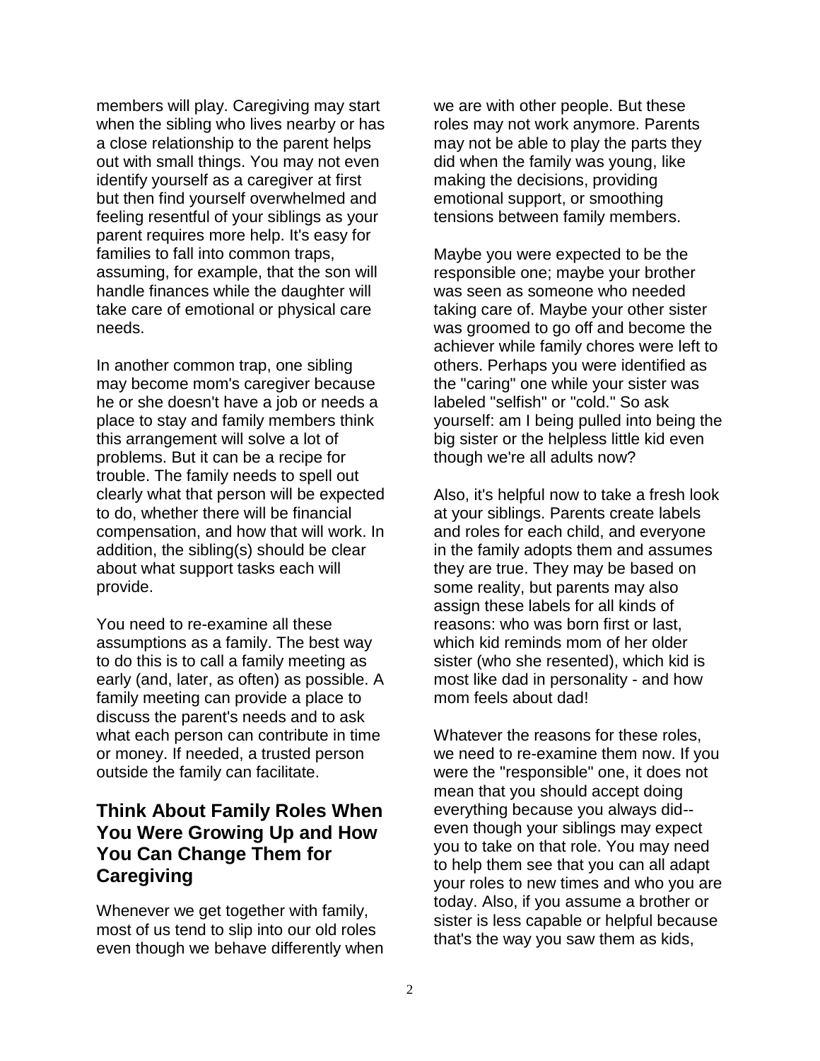members will play. Caregiving may start when the sibling who lives nearby or has a close relationship to the parent helps out with small things. You may not even identify yourself as a caregiver at first but then find yourself overwhelmed and feeling resentful of your siblings as your parent requires more help. It's easy for families to fall into common traps, assuming, for example, that the son will handle finances while the daughter will take care of emotional or physical care needs.

In another common trap, one sibling may become mom's caregiver because he or she doesn't have a job or needs a place to stay and family members think this arrangement will solve a lot of problems. But it can be a recipe for trouble. The family needs to spell out clearly what that person will be expected to do, whether there will be financial compensation, and how that will work. In addition, the sibling(s) should be clear about what support tasks each will provide.

You need to re-examine all these assumptions as a family. The best way to do this is to call a family meeting as early (and, later, as often) as possible. A family meeting can provide a place to discuss the parent's needs and to ask what each person can contribute in time or money. If needed, a trusted person outside the family can facilitate.

## Think About Family Roles When You Were Growing Up and How You Can Change Them for Caregiving

Whenever we get together with family, most of us tend to slip into our old roles even though we behave differently when we are with other people. But these roles may not work anymore. Parents may not be able to play the parts they did when the family was young, like making the decisions, providing emotional support, or smoothing tensions between family members.

Maybe you were expected to be the responsible one; maybe your brother was seen as someone who needed taking care of. Maybe your other sister was groomed to go off and become the achiever while family chores were left to others. Perhaps you were identified as the "caring" one while your sister was labeled "selfish" or "cold." So ask yourself: am I being pulled into being the big sister or the helpless little kid even though we're all adults now?

Also, it's helpful now to take a fresh look at your siblings. Parents create labels and roles for each child, and everyone in the family adopts them and assumes they are true. They may be based on some reality, but parents may also assign these labels for all kinds of reasons: who was born first or last, which kid reminds mom of her older sister (who she resented), which kid is most like dad in personality - and how mom feels about dad!

Whatever the reasons for these roles, we need to re-examine them now. If you were the "responsible" one, it does not mean that you should accept doing everything because you always did--even though your siblings may expect you to take on that role. You may need to help them see that you can all adapt your roles to new times and who you are today. Also, if you assume a brother or sister is less capable or helpful because that's the way you saw them as kids,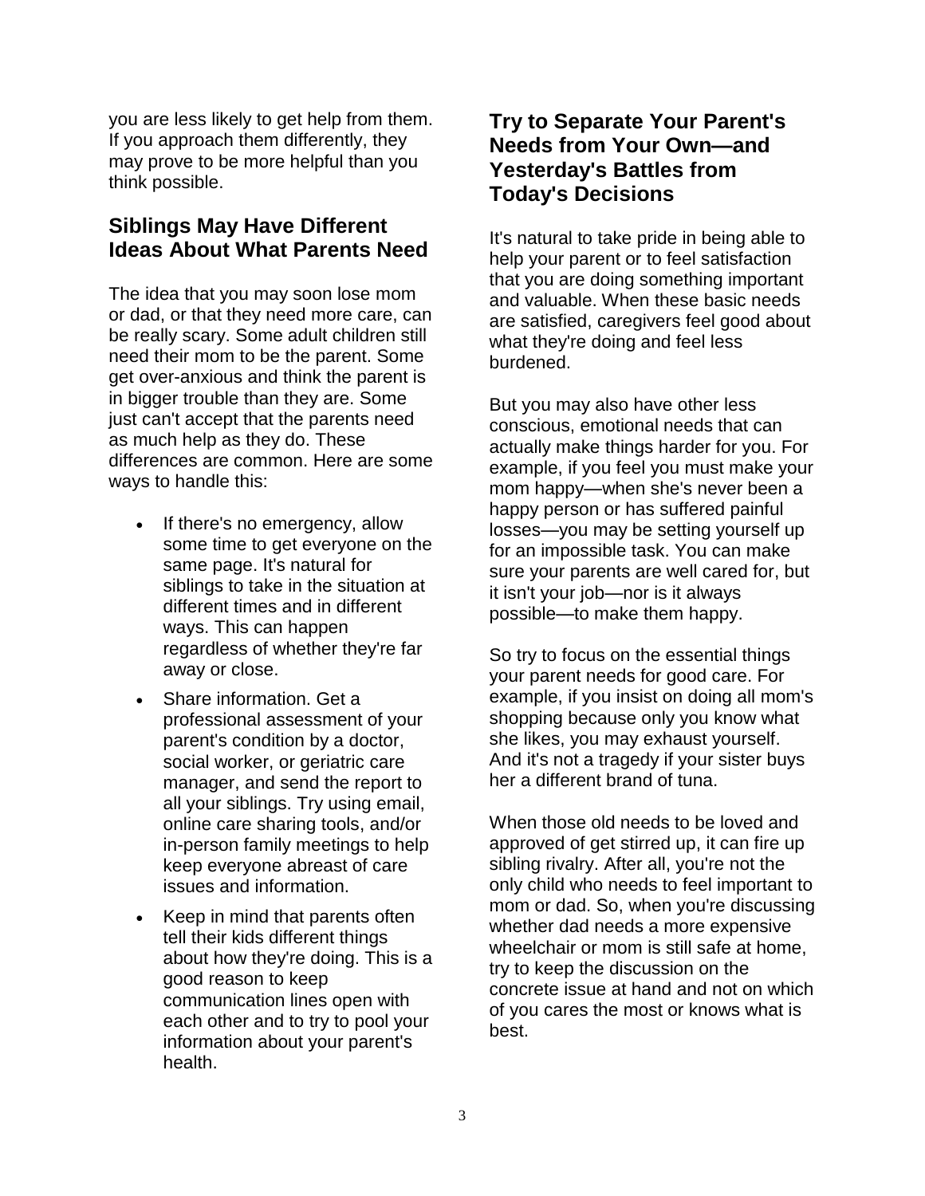you are less likely to get help from them. If you approach them differently, they may prove to be more helpful than you think possible.

## Siblings May Have Different Ideas About What Parents Need

The idea that you may soon lose mom or dad, or that they need more care, can be really scary. Some adult children still need their mom to be the parent. Some get over-anxious and think the parent is in bigger trouble than they are. Some just can't accept that the parents need as much help as they do. These differences are common. Here are some ways to handle this:

- If there's no emergency, allow some time to get everyone on the same page. It's natural for siblings to take in the situation at different times and in different ways. This can happen regardless of whether they're far away or close.
- Share information. Get a professional assessment of your parent's condition by a doctor, social worker, or geriatric care manager, and send the report to all your siblings. Try using email, online care sharing tools, and/or in-person family meetings to help keep everyone abreast of care issues and information.
- Keep in mind that parents often tell their kids different things about how they're doing. This is a good reason to keep communication lines open with each other and to try to pool your information about your parent's health.

## Try to Separate Your Parent's Needs from Your Own—and Yesterday's Battles from Today's Decisions

It's natural to take pride in being able to help your parent or to feel satisfaction that you are doing something important and valuable. When these basic needs are satisfied, caregivers feel good about what they're doing and feel less burdened.

But you may also have other less conscious, emotional needs that can actually make things harder for you. For example, if you feel you must make your mom happy—when she's never been a happy person or has suffered painful losses—you may be setting yourself up for an impossible task. You can make sure your parents are well cared for, but it isn't your job—nor is it always possible—to make them happy.

So try to focus on the essential things your parent needs for good care. For example, if you insist on doing all mom's shopping because only you know what she likes, you may exhaust yourself. And it's not a tragedy if your sister buys her a different brand of tuna.

When those old needs to be loved and approved of get stirred up, it can fire up sibling rivalry. After all, you're not the only child who needs to feel important to mom or dad. So, when you're discussing whether dad needs a more expensive wheelchair or mom is still safe at home, try to keep the discussion on the concrete issue at hand and not on which of you cares the most or knows what is best.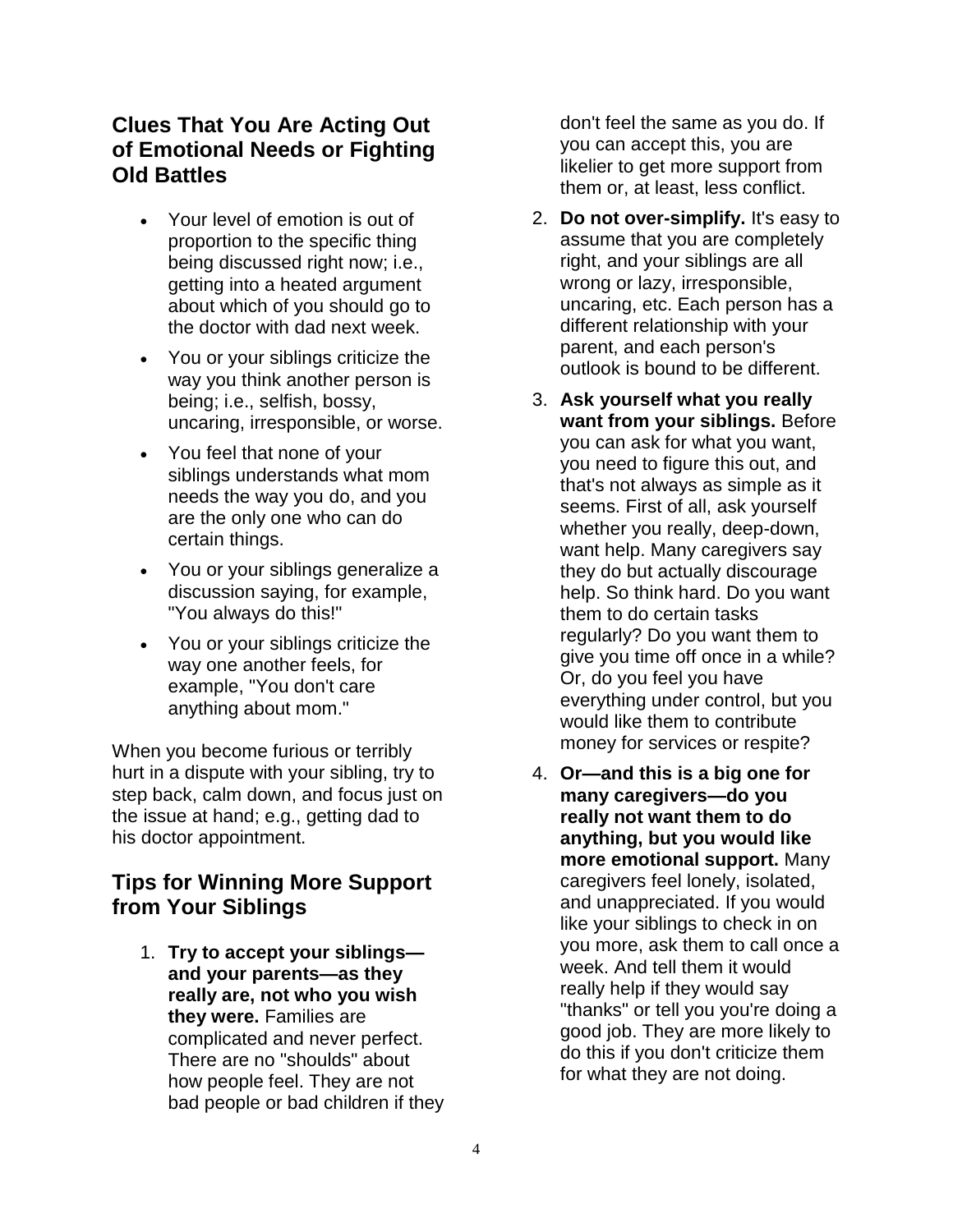## Clues That You Are Acting Out of Emotional Needs or Fighting Old Battles

- Your level of emotion is out of proportion to the specific thing being discussed right now; i.e., getting into a heated argument about which of you should go to the doctor with dad next week.
- You or your siblings criticize the way you think another person is being; i.e., selfish, bossy, uncaring, irresponsible, or worse.
- You feel that none of your siblings understands what mom needs the way you do, and you are the only one who can do certain things.
- You or your siblings generalize a discussion saying, for example, "You always do this!"
- You or your siblings criticize the way one another feels, for example, "You don't care anything about mom."

When you become furious or terribly hurt in a dispute with your sibling, try to step back, calm down, and focus just on the issue at hand; e.g., getting dad to his doctor appointment.

## Tips for Winning More Support from Your Siblings

1. **Try to accept your siblings—and your parents—as they really are, not who you wish they were.** Families are complicated and never perfect. There are no "shoulds" about how people feel. They are not bad people or bad children if they don't feel the same as you do. If you can accept this, you are likelier to get more support from them or, at least, less conflict.
2. **Do not over-simplify.** It's easy to assume that you are completely right, and your siblings are all wrong or lazy, irresponsible, uncaring, etc. Each person has a different relationship with your parent, and each person's outlook is bound to be different.
3. **Ask yourself what you really want from your siblings.** Before you can ask for what you want, you need to figure this out, and that's not always as simple as it seems. First of all, ask yourself whether you really, deep-down, want help. Many caregivers say they do but actually discourage help. So think hard. Do you want them to do certain tasks regularly? Do you want them to give you time off once in a while? Or, do you feel you have everything under control, but you would like them to contribute money for services or respite?
4. **Or—and this is a big one for many caregivers—do you really not want them to do anything, but you would like more emotional support.** Many caregivers feel lonely, isolated, and unappreciated. If you would like your siblings to check in on you more, ask them to call once a week. And tell them it would really help if they would say "thanks" or tell you you're doing a good job. They are more likely to do this if you don't criticize them for what they are not doing.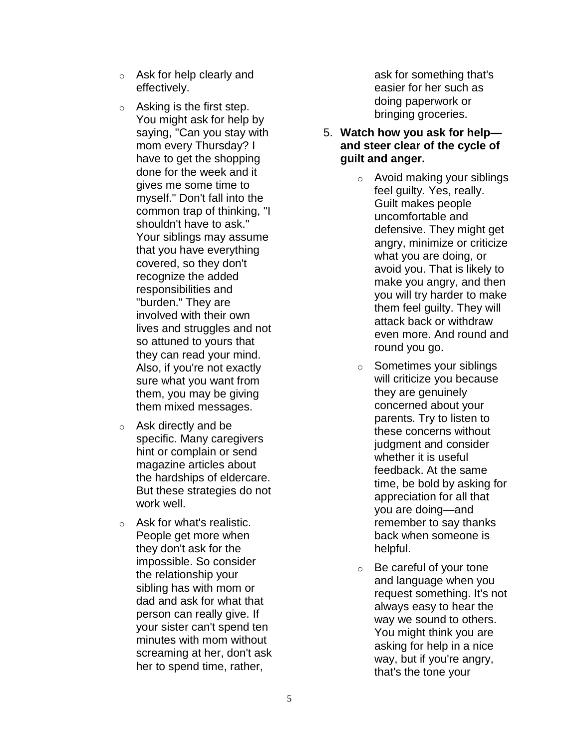- Ask for help clearly and effectively.
- Asking is the first step. You might ask for help by saying, "Can you stay with mom every Thursday? I have to get the shopping done for the week and it gives me some time to myself." Don't fall into the common trap of thinking, "I shouldn't have to ask." Your siblings may assume that you have everything covered, so they don't recognize the added responsibilities and "burden." They are involved with their own lives and struggles and not so attuned to yours that they can read your mind. Also, if you're not exactly sure what you want from them, you may be giving them mixed messages.
- Ask directly and be specific. Many caregivers hint or complain or send magazine articles about the hardships of eldercare. But these strategies do not work well.
- Ask for what's realistic. People get more when they don't ask for the impossible. So consider the relationship your sibling has with mom or dad and ask for what that person can really give. If your sister can't spend ten minutes with mom without screaming at her, don't ask her to spend time, rather, ask for something that's easier for her such as doing paperwork or bringing groceries.

5. **Watch how you ask for help—and steer clear of the cycle of guilt and anger.**
    - Avoid making your siblings feel guilty. Yes, really. Guilt makes people uncomfortable and defensive. They might get angry, minimize or criticize what you are doing, or avoid you. That is likely to make you angry, and then you will try harder to make them feel guilty. They will attack back or withdraw even more. And round and round you go.
    - Sometimes your siblings will criticize you because they are genuinely concerned about your parents. Try to listen to these concerns without judgment and consider whether it is useful feedback. At the same time, be bold by asking for appreciation for all that you are doing—and remember to say thanks back when someone is helpful.
    - Be careful of your tone and language when you request something. It's not always easy to hear the way we sound to others. You might think you are asking for help in a nice way, but if you're angry, that's the tone your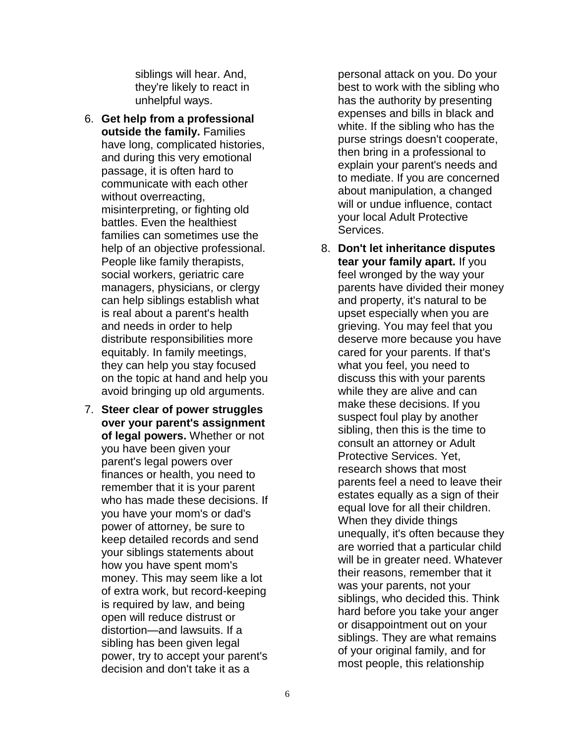siblings will hear. And, they're likely to react in unhelpful ways.

6. **Get help from a professional outside the family.** Families have long, complicated histories, and during this very emotional passage, it is often hard to communicate with each other without overreacting, misinterpreting, or fighting old battles. Even the healthiest families can sometimes use the help of an objective professional. People like family therapists, social workers, geriatric care managers, physicians, or clergy can help siblings establish what is real about a parent's health and needs in order to help distribute responsibilities more equitably. In family meetings, they can help you stay focused on the topic at hand and help you avoid bringing up old arguments.

7. **Steer clear of power struggles over your parent's assignment of legal powers.** Whether or not you have been given your parent's legal powers over finances or health, you need to remember that it is your parent who has made these decisions. If you have your mom's or dad's power of attorney, be sure to keep detailed records and send your siblings statements about how you have spent mom's money. This may seem like a lot of extra work, but record-keeping is required by law, and being open will reduce distrust or distortion—and lawsuits. If a sibling has been given legal power, try to accept your parent's decision and don't take it as a personal attack on you. Do your best to work with the sibling who has the authority by presenting expenses and bills in black and white. If the sibling who has the purse strings doesn't cooperate, then bring in a professional to explain your parent's needs and to mediate. If you are concerned about manipulation, a changed will or undue influence, contact your local Adult Protective Services.

8. **Don't let inheritance disputes tear your family apart.** If you feel wronged by the way your parents have divided their money and property, it's natural to be upset especially when you are grieving. You may feel that you deserve more because you have cared for your parents. If that's what you feel, you need to discuss this with your parents while they are alive and can make these decisions. If you suspect foul play by another sibling, then this is the time to consult an attorney or Adult Protective Services. Yet, research shows that most parents feel a need to leave their estates equally as a sign of their equal love for all their children. When they divide things unequally, it's often because they are worried that a particular child will be in greater need. Whatever their reasons, remember that it was your parents, not your siblings, who decided this. Think hard before you take your anger or disappointment out on your siblings. They are what remains of your original family, and for most people, this relationship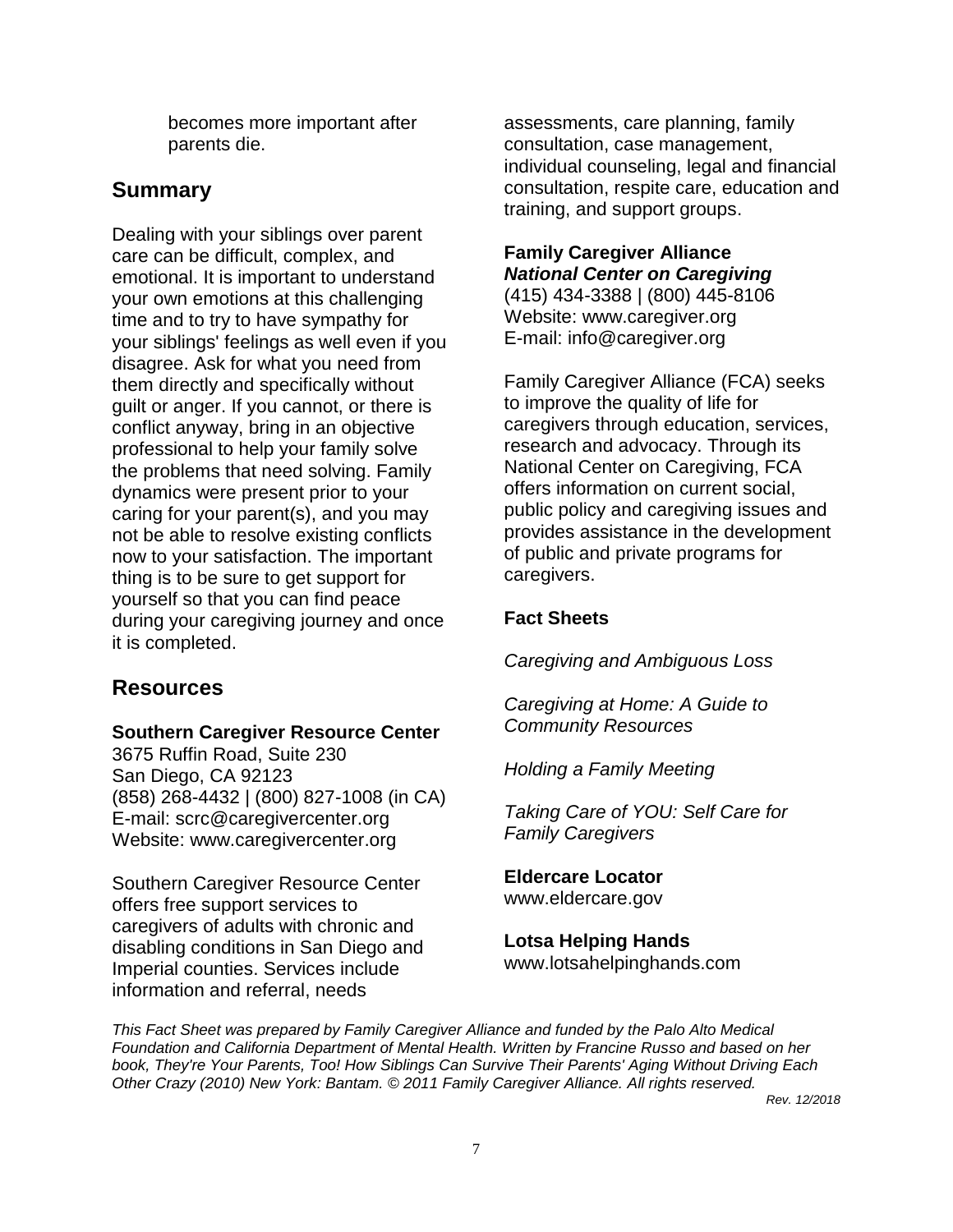becomes more important after parents die.

## Summary

Dealing with your siblings over parent care can be difficult, complex, and emotional. It is important to understand your own emotions at this challenging time and to try to have sympathy for your siblings' feelings as well even if you disagree. Ask for what you need from them directly and specifically without guilt or anger. If you cannot, or there is conflict anyway, bring in an objective professional to help your family solve the problems that need solving. Family dynamics were present prior to your caring for your parent(s), and you may not be able to resolve existing conflicts now to your satisfaction. The important thing is to be sure to get support for yourself so that you can find peace during your caregiving journey and once it is completed.

## Resources

**Southern Caregiver Resource Center**
3675 Ruffin Road, Suite 230
San Diego, CA 92123
(858) 268-4432 | (800) 827-1008 (in CA)
E-mail: scrc@caregivercenter.org
Website: www.caregivercenter.org

Southern Caregiver Resource Center offers free support services to caregivers of adults with chronic and disabling conditions in San Diego and Imperial counties. Services include information and referral, needs assessments, care planning, family consultation, case management, individual counseling, legal and financial consultation, respite care, education and training, and support groups.

**Family Caregiver Alliance**
***National Center on Caregiving***
(415) 434-3388 | (800) 445-8106
Website: www.caregiver.org
E-mail: info@caregiver.org

Family Caregiver Alliance (FCA) seeks to improve the quality of life for caregivers through education, services, research and advocacy. Through its National Center on Caregiving, FCA offers information on current social, public policy and caregiving issues and provides assistance in the development of public and private programs for caregivers.

**Fact Sheets**

*Caregiving and Ambiguous Loss*

*Caregiving at Home: A Guide to Community Resources*

*Holding a Family Meeting*

*Taking Care of YOU: Self Care for Family Caregivers*

**Eldercare Locator**
www.eldercare.gov

**Lotsa Helping Hands**
www.lotsahelpinghands.com

*This Fact Sheet was prepared by Family Caregiver Alliance and funded by the Palo Alto Medical Foundation and California Department of Mental Health. Written by Francine Russo and based on her book, They're Your Parents, Too! How Siblings Can Survive Their Parents' Aging Without Driving Each Other Crazy (2010) New York: Bantam. © 2011 Family Caregiver Alliance. All rights reserved.*

*Rev. 12/2018*